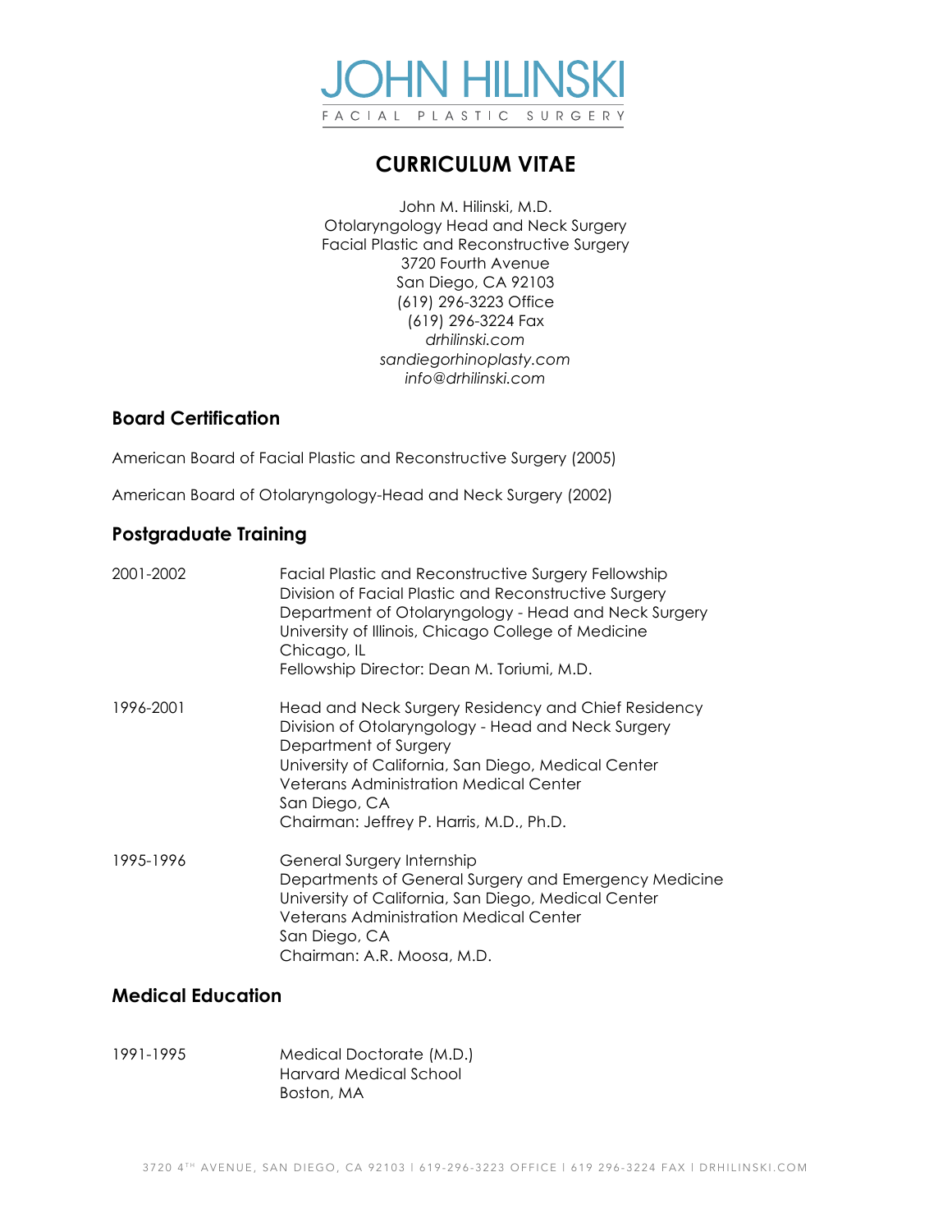# JOHN HILINSKI

FACIAL PLASTIC SURGERY

## CURRICULUM VITAE

John M. Hilinski, M.D.
Otolaryngology Head and Neck Surgery
Facial Plastic and Reconstructive Surgery
3720 Fourth Avenue
San Diego, CA 92103
(619) 296-3223 Office
(619) 296-3224 Fax
*drhilinski.com*
*sandiegorhinoplasty.com*
*info@drhilinski.com*

### Board Certification

American Board of Facial Plastic and Reconstructive Surgery (2005)

American Board of Otolaryngology-Head and Neck Surgery (2002)

### Postgraduate Training

2001-2002
Facial Plastic and Reconstructive Surgery Fellowship
Division of Facial Plastic and Reconstructive Surgery
Department of Otolaryngology - Head and Neck Surgery
University of Illinois, Chicago College of Medicine
Chicago, IL
Fellowship Director: Dean M. Toriumi, M.D.

1996-2001
Head and Neck Surgery Residency and Chief Residency
Division of Otolaryngology - Head and Neck Surgery
Department of Surgery
University of California, San Diego, Medical Center
Veterans Administration Medical Center
San Diego, CA
Chairman: Jeffrey P. Harris, M.D., Ph.D.

1995-1996
General Surgery Internship
Departments of General Surgery and Emergency Medicine
University of California, San Diego, Medical Center
Veterans Administration Medical Center
San Diego, CA
Chairman: A.R. Moosa, M.D.

### Medical Education

1991-1995
Medical Doctorate (M.D.)
Harvard Medical School
Boston, MA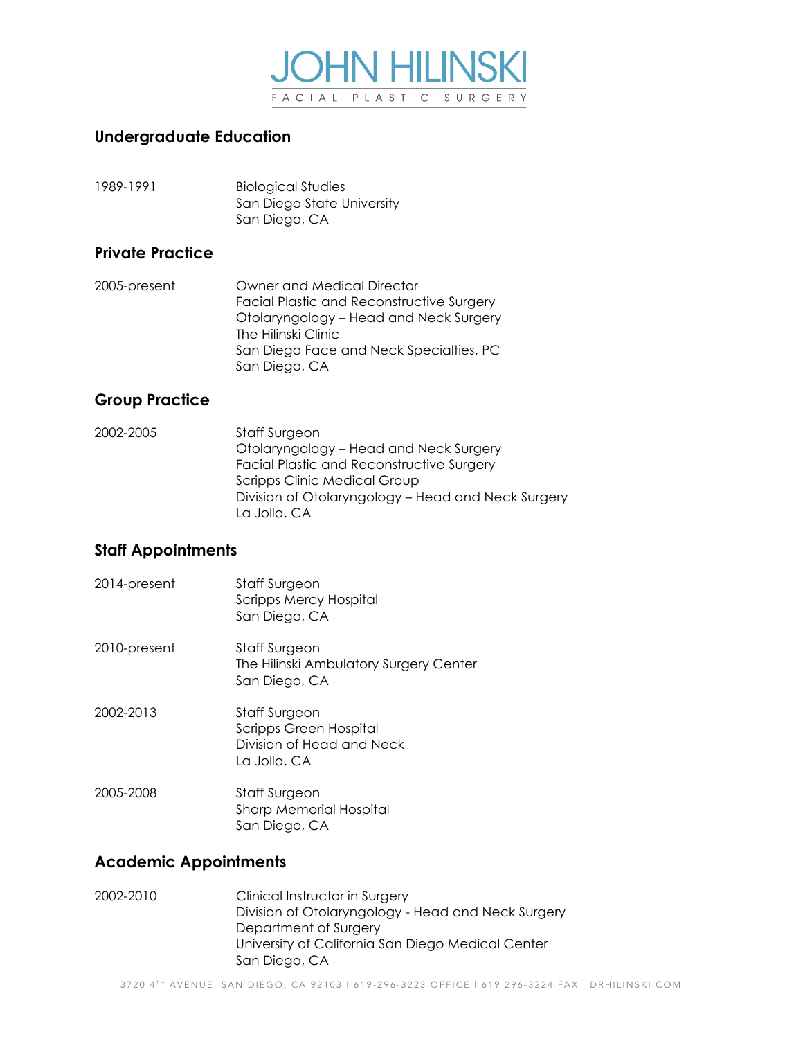# JOHN HILINSKI

FACIAL PLASTIC SURGERY

## Undergraduate Education

1989-1991 — Biological Studies
San Diego State University
San Diego, CA

## Private Practice

2005-present — Owner and Medical Director
Facial Plastic and Reconstructive Surgery
Otolaryngology – Head and Neck Surgery
The Hilinski Clinic
San Diego Face and Neck Specialties, PC
San Diego, CA

## Group Practice

2002-2005 — Staff Surgeon
Otolaryngology – Head and Neck Surgery
Facial Plastic and Reconstructive Surgery
Scripps Clinic Medical Group
Division of Otolaryngology – Head and Neck Surgery
La Jolla, CA

## Staff Appointments

2014-present — Staff Surgeon
Scripps Mercy Hospital
San Diego, CA

2010-present — Staff Surgeon
The Hilinski Ambulatory Surgery Center
San Diego, CA

2002-2013 — Staff Surgeon
Scripps Green Hospital
Division of Head and Neck
La Jolla, CA

2005-2008 — Staff Surgeon
Sharp Memorial Hospital
San Diego, CA

## Academic Appointments

2002-2010 — Clinical Instructor in Surgery
Division of Otolaryngology - Head and Neck Surgery
Department of Surgery
University of California San Diego Medical Center
San Diego, CA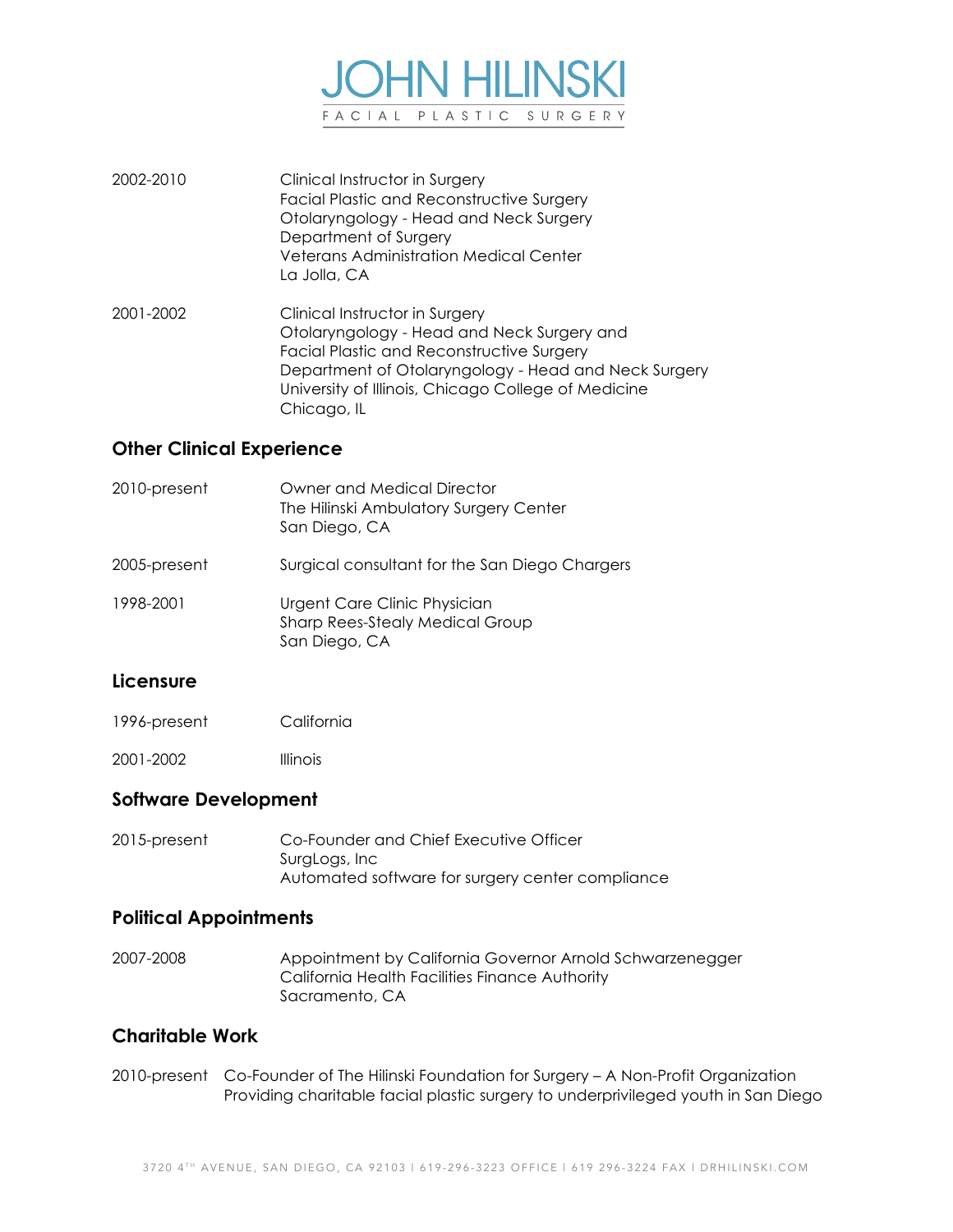2002-2010 Clinical Instructor in Surgery
Facial Plastic and Reconstructive Surgery
Otolaryngology - Head and Neck Surgery
Department of Surgery
Veterans Administration Medical Center
La Jolla, CA

2001-2002 Clinical Instructor in Surgery
Otolaryngology - Head and Neck Surgery and
Facial Plastic and Reconstructive Surgery
Department of Otolaryngology - Head and Neck Surgery
University of Illinois, Chicago College of Medicine
Chicago, IL

## Other Clinical Experience

2010-present Owner and Medical Director
The Hilinski Ambulatory Surgery Center
San Diego, CA

2005-present Surgical consultant for the San Diego Chargers

1998-2001 Urgent Care Clinic Physician
Sharp Rees-Stealy Medical Group
San Diego, CA

## Licensure

1996-present California

2001-2002 Illinois

## Software Development

2015-present Co-Founder and Chief Executive Officer
SurgLogs, Inc
Automated software for surgery center compliance

## Political Appointments

2007-2008 Appointment by California Governor Arnold Schwarzenegger
California Health Facilities Finance Authority
Sacramento, CA

## Charitable Work

2010-present Co-Founder of The Hilinski Foundation for Surgery – A Non-Profit Organization
Providing charitable facial plastic surgery to underprivileged youth in San Diego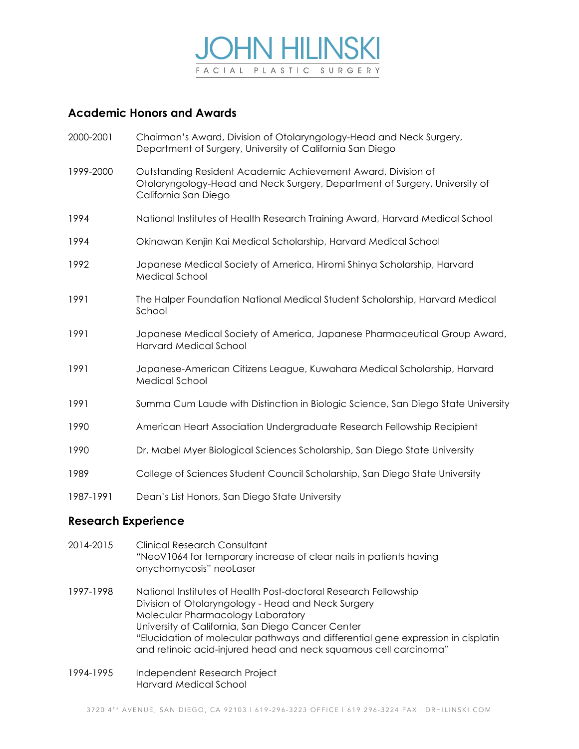## Academic Honors and Awards

2000-2001 Chairman's Award, Division of Otolaryngology-Head and Neck Surgery, Department of Surgery, University of California San Diego

1999-2000 Outstanding Resident Academic Achievement Award, Division of Otolaryngology-Head and Neck Surgery, Department of Surgery, University of California San Diego

1994 National Institutes of Health Research Training Award, Harvard Medical School

1994 Okinawan Kenjin Kai Medical Scholarship, Harvard Medical School

1992 Japanese Medical Society of America, Hiromi Shinya Scholarship, Harvard Medical School

1991 The Halper Foundation National Medical Student Scholarship, Harvard Medical School

1991 Japanese Medical Society of America, Japanese Pharmaceutical Group Award, Harvard Medical School

1991 Japanese-American Citizens League, Kuwahara Medical Scholarship, Harvard Medical School

1991 Summa Cum Laude with Distinction in Biologic Science, San Diego State University

1990 American Heart Association Undergraduate Research Fellowship Recipient

1990 Dr. Mabel Myer Biological Sciences Scholarship, San Diego State University

1989 College of Sciences Student Council Scholarship, San Diego State University

1987-1991 Dean's List Honors, San Diego State University

## Research Experience

2014-2015 Clinical Research Consultant
"NeoV1064 for temporary increase of clear nails in patients having onychomycosis" neoLaser

1997-1998 National Institutes of Health Post-doctoral Research Fellowship
Division of Otolaryngology - Head and Neck Surgery
Molecular Pharmacology Laboratory
University of California, San Diego Cancer Center
"Elucidation of molecular pathways and differential gene expression in cisplatin and retinoic acid-injured head and neck squamous cell carcinoma"

1994-1995 Independent Research Project
Harvard Medical School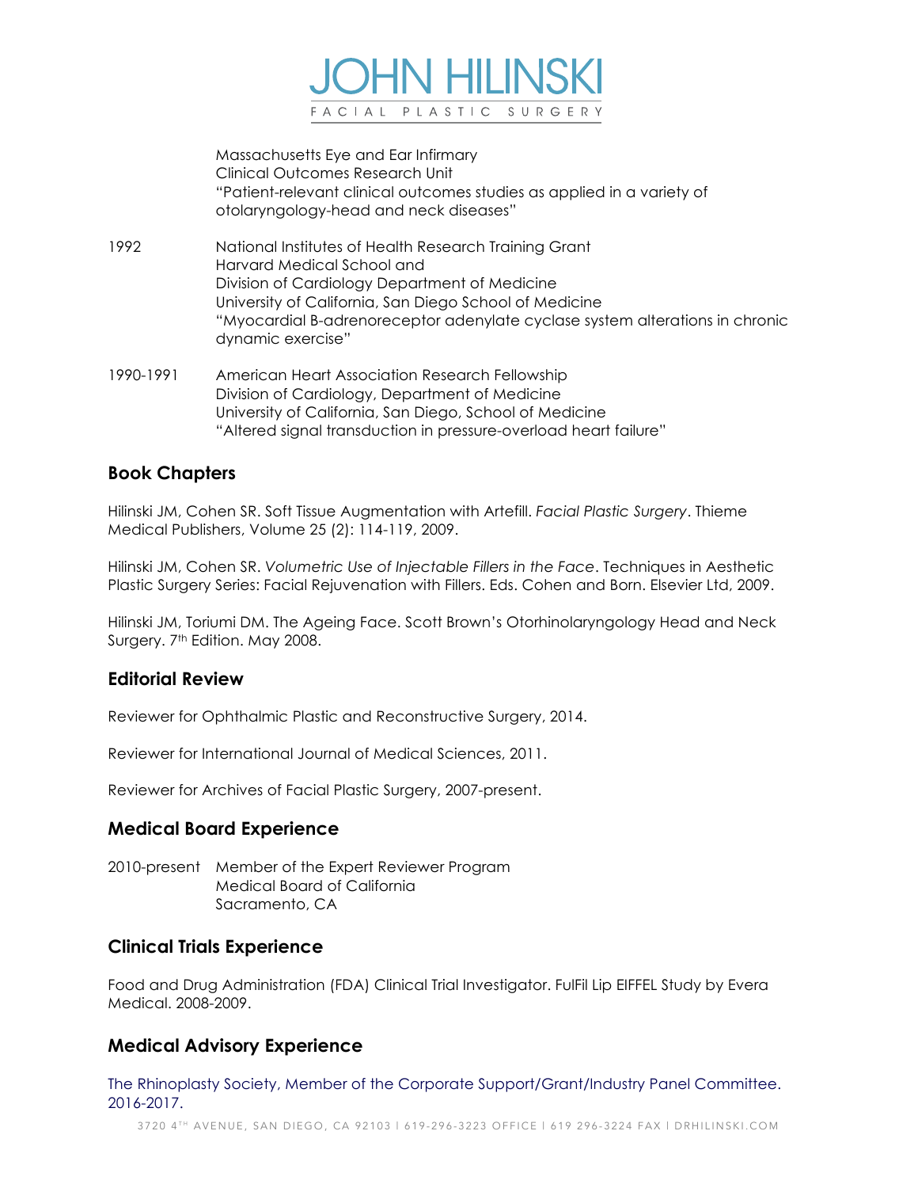Massachusetts Eye and Ear Infirmary
Clinical Outcomes Research Unit
"Patient-relevant clinical outcomes studies as applied in a variety of otolaryngology-head and neck diseases"

1992 National Institutes of Health Research Training Grant
Harvard Medical School and
Division of Cardiology Department of Medicine
University of California, San Diego School of Medicine
"Myocardial B-adrenoreceptor adenylate cyclase system alterations in chronic dynamic exercise"

1990-1991 American Heart Association Research Fellowship
Division of Cardiology, Department of Medicine
University of California, San Diego, School of Medicine
"Altered signal transduction in pressure-overload heart failure"

## Book Chapters

Hilinski JM, Cohen SR. Soft Tissue Augmentation with Artefill. *Facial Plastic Surgery*. Thieme Medical Publishers, Volume 25 (2): 114-119, 2009.

Hilinski JM, Cohen SR. *Volumetric Use of Injectable Fillers in the Face*. Techniques in Aesthetic Plastic Surgery Series: Facial Rejuvenation with Fillers. Eds. Cohen and Born. Elsevier Ltd, 2009.

Hilinski JM, Toriumi DM. The Ageing Face. Scott Brown's Otorhinolaryngology Head and Neck Surgery. 7th Edition. May 2008.

## Editorial Review

Reviewer for Ophthalmic Plastic and Reconstructive Surgery, 2014.

Reviewer for International Journal of Medical Sciences, 2011.

Reviewer for Archives of Facial Plastic Surgery, 2007-present.

## Medical Board Experience

2010-present Member of the Expert Reviewer Program
Medical Board of California
Sacramento, CA

## Clinical Trials Experience

Food and Drug Administration (FDA) Clinical Trial Investigator. FulFil Lip EIFFEL Study by Evera Medical. 2008-2009.

## Medical Advisory Experience

The Rhinoplasty Society, Member of the Corporate Support/Grant/Industry Panel Committee. 2016-2017.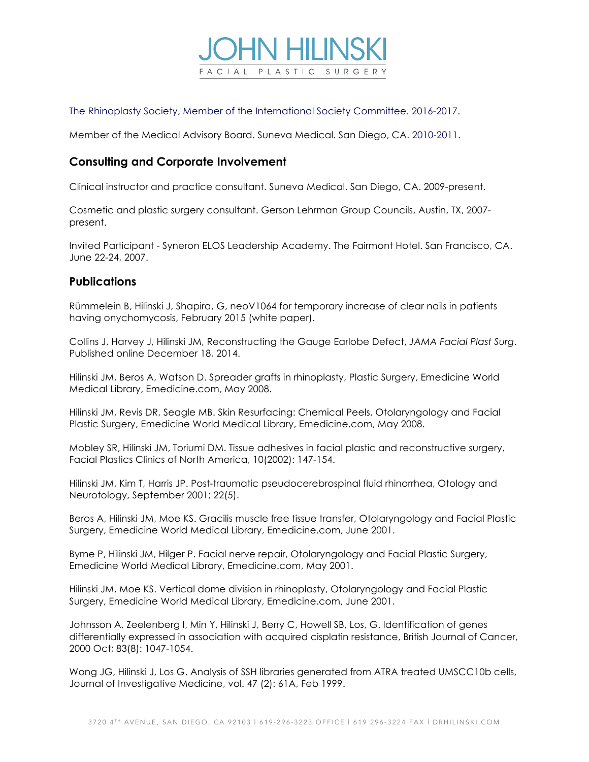The Rhinoplasty Society, Member of the International Society Committee. 2016-2017.

Member of the Medical Advisory Board. Suneva Medical. San Diego, CA. 2010-2011.

## Consulting and Corporate Involvement

Clinical instructor and practice consultant. Suneva Medical. San Diego, CA. 2009-present.

Cosmetic and plastic surgery consultant. Gerson Lehrman Group Councils, Austin, TX, 2007-present.

Invited Participant - Syneron ELOS Leadership Academy. The Fairmont Hotel. San Francisco, CA. June 22-24, 2007.

## Publications

Rümmelein B, Hilinski J, Shapira, G, neoV1064 for temporary increase of clear nails in patients having onychomycosis, February 2015 (white paper).

Collins J, Harvey J, Hilinski JM, Reconstructing the Gauge Earlobe Defect, *JAMA Facial Plast Surg*. Published online December 18, 2014.

Hilinski JM, Beros A, Watson D. Spreader grafts in rhinoplasty, Plastic Surgery, Emedicine World Medical Library, Emedicine.com, May 2008.

Hilinski JM, Revis DR, Seagle MB. Skin Resurfacing: Chemical Peels, Otolaryngology and Facial Plastic Surgery, Emedicine World Medical Library, Emedicine.com, May 2008.

Mobley SR, Hilinski JM, Toriumi DM. Tissue adhesives in facial plastic and reconstructive surgery, Facial Plastics Clinics of North America, 10(2002): 147-154.

Hilinski JM, Kim T, Harris JP. Post-traumatic pseudocerebrospinal fluid rhinorrhea, Otology and Neurotology, September 2001; 22(5).

Beros A, Hilinski JM, Moe KS. Gracilis muscle free tissue transfer, Otolaryngology and Facial Plastic Surgery, Emedicine World Medical Library, Emedicine.com, June 2001.

Byrne P, Hilinski JM, Hilger P. Facial nerve repair, Otolaryngology and Facial Plastic Surgery, Emedicine World Medical Library, Emedicine.com, May 2001.

Hilinski JM, Moe KS. Vertical dome division in rhinoplasty, Otolaryngology and Facial Plastic Surgery, Emedicine World Medical Library, Emedicine.com, June 2001.

Johnsson A, Zeelenberg I, Min Y, Hilinski J, Berry C, Howell SB, Los, G. Identification of genes differentially expressed in association with acquired cisplatin resistance, British Journal of Cancer, 2000 Oct; 83(8): 1047-1054.

Wong JG, Hilinski J, Los G. Analysis of SSH libraries generated from ATRA treated UMSCC10b cells, Journal of Investigative Medicine, vol. 47 (2): 61A, Feb 1999.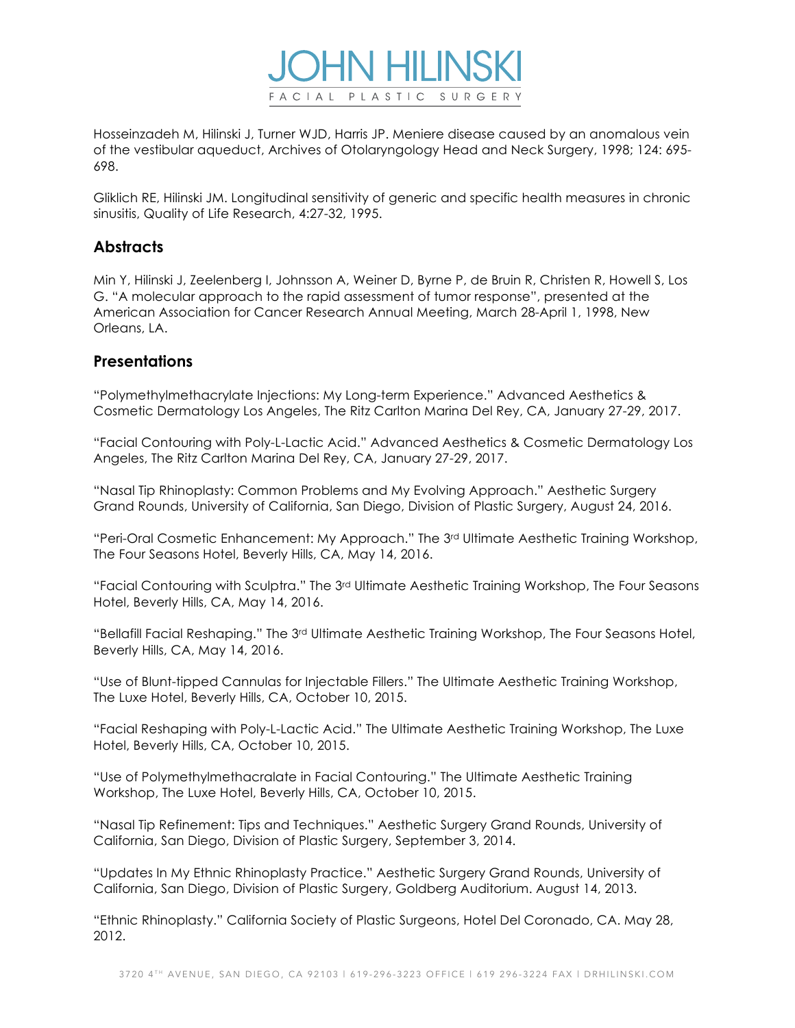Hosseinzadeh M, Hilinski J, Turner WJD, Harris JP. Meniere disease caused by an anomalous vein of the vestibular aqueduct, Archives of Otolaryngology Head and Neck Surgery, 1998; 124: 695-698.

Gliklich RE, Hilinski JM. Longitudinal sensitivity of generic and specific health measures in chronic sinusitis, Quality of Life Research, 4:27-32, 1995.

## Abstracts

Min Y, Hilinski J, Zeelenberg I, Johnsson A, Weiner D, Byrne P, de Bruin R, Christen R, Howell S, Los G. "A molecular approach to the rapid assessment of tumor response", presented at the American Association for Cancer Research Annual Meeting, March 28-April 1, 1998, New Orleans, LA.

## Presentations

"Polymethylmethacrylate Injections: My Long-term Experience." Advanced Aesthetics & Cosmetic Dermatology Los Angeles, The Ritz Carlton Marina Del Rey, CA, January 27-29, 2017.

"Facial Contouring with Poly-L-Lactic Acid." Advanced Aesthetics & Cosmetic Dermatology Los Angeles, The Ritz Carlton Marina Del Rey, CA, January 27-29, 2017.

"Nasal Tip Rhinoplasty: Common Problems and My Evolving Approach." Aesthetic Surgery Grand Rounds, University of California, San Diego, Division of Plastic Surgery, August 24, 2016.

"Peri-Oral Cosmetic Enhancement: My Approach." The 3rd Ultimate Aesthetic Training Workshop, The Four Seasons Hotel, Beverly Hills, CA, May 14, 2016.

"Facial Contouring with Sculptra." The 3rd Ultimate Aesthetic Training Workshop, The Four Seasons Hotel, Beverly Hills, CA, May 14, 2016.

"Bellafill Facial Reshaping." The 3rd Ultimate Aesthetic Training Workshop, The Four Seasons Hotel, Beverly Hills, CA, May 14, 2016.

"Use of Blunt-tipped Cannulas for Injectable Fillers." The Ultimate Aesthetic Training Workshop, The Luxe Hotel, Beverly Hills, CA, October 10, 2015.

"Facial Reshaping with Poly-L-Lactic Acid." The Ultimate Aesthetic Training Workshop, The Luxe Hotel, Beverly Hills, CA, October 10, 2015.

"Use of Polymethylmethacralate in Facial Contouring." The Ultimate Aesthetic Training Workshop, The Luxe Hotel, Beverly Hills, CA, October 10, 2015.

"Nasal Tip Refinement: Tips and Techniques." Aesthetic Surgery Grand Rounds, University of California, San Diego, Division of Plastic Surgery, September 3, 2014.

"Updates In My Ethnic Rhinoplasty Practice." Aesthetic Surgery Grand Rounds, University of California, San Diego, Division of Plastic Surgery, Goldberg Auditorium. August 14, 2013.

"Ethnic Rhinoplasty." California Society of Plastic Surgeons, Hotel Del Coronado, CA. May 28, 2012.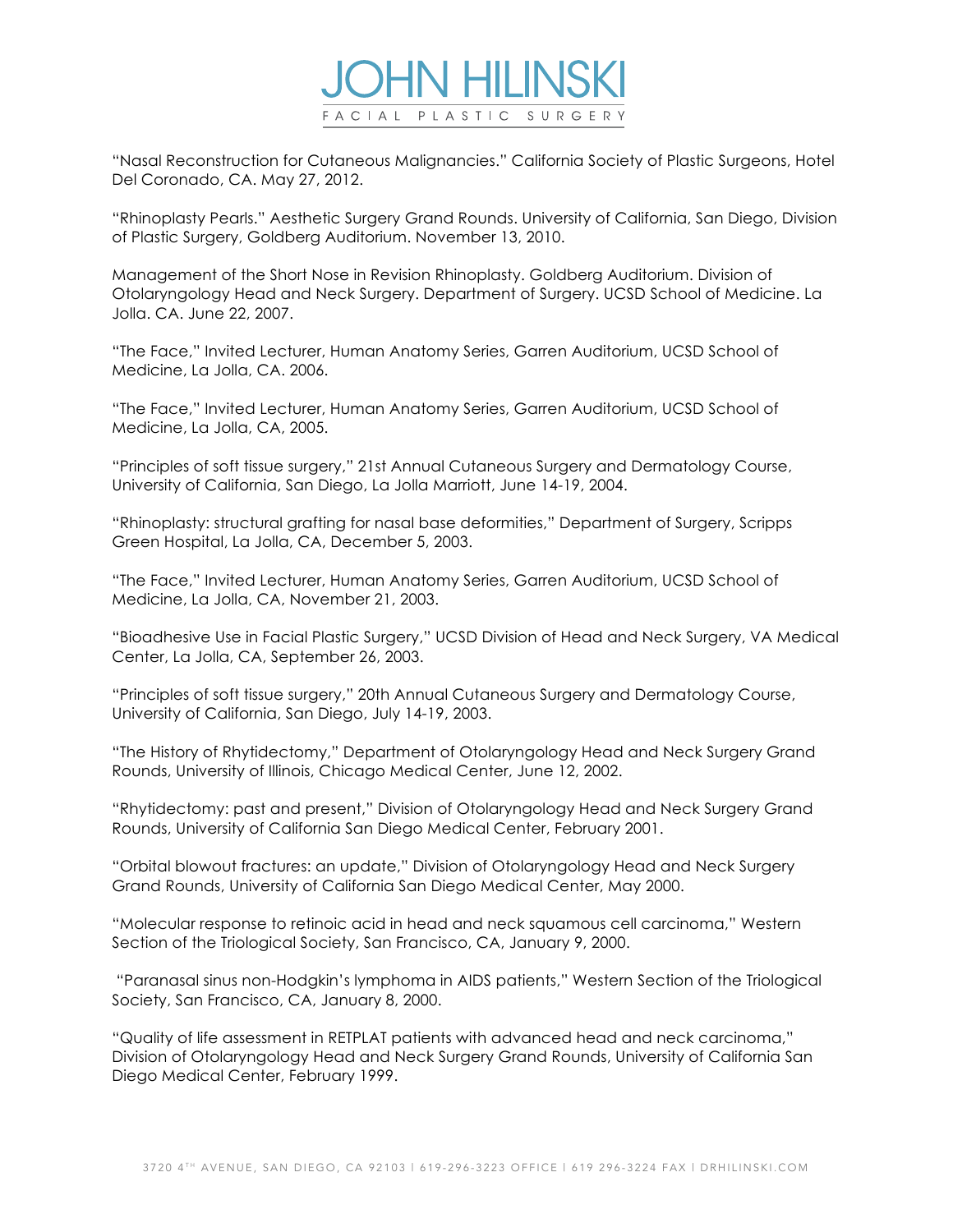“Nasal Reconstruction for Cutaneous Malignancies.” California Society of Plastic Surgeons, Hotel Del Coronado, CA. May 27, 2012.

“Rhinoplasty Pearls.” Aesthetic Surgery Grand Rounds. University of California, San Diego, Division of Plastic Surgery, Goldberg Auditorium. November 13, 2010.

Management of the Short Nose in Revision Rhinoplasty. Goldberg Auditorium. Division of Otolaryngology Head and Neck Surgery. Department of Surgery. UCSD School of Medicine. La Jolla. CA. June 22, 2007.

“The Face,” Invited Lecturer, Human Anatomy Series, Garren Auditorium, UCSD School of Medicine, La Jolla, CA. 2006.

“The Face,” Invited Lecturer, Human Anatomy Series, Garren Auditorium, UCSD School of Medicine, La Jolla, CA, 2005.

“Principles of soft tissue surgery,” 21st Annual Cutaneous Surgery and Dermatology Course, University of California, San Diego, La Jolla Marriott, June 14-19, 2004.

“Rhinoplasty: structural grafting for nasal base deformities,” Department of Surgery, Scripps Green Hospital, La Jolla, CA, December 5, 2003.

“The Face,” Invited Lecturer, Human Anatomy Series, Garren Auditorium, UCSD School of Medicine, La Jolla, CA, November 21, 2003.

“Bioadhesive Use in Facial Plastic Surgery,” UCSD Division of Head and Neck Surgery, VA Medical Center, La Jolla, CA, September 26, 2003.

“Principles of soft tissue surgery,” 20th Annual Cutaneous Surgery and Dermatology Course, University of California, San Diego, July 14-19, 2003.

“The History of Rhytidectomy,” Department of Otolaryngology Head and Neck Surgery Grand Rounds, University of Illinois, Chicago Medical Center, June 12, 2002.

“Rhytidectomy: past and present,” Division of Otolaryngology Head and Neck Surgery Grand Rounds, University of California San Diego Medical Center, February 2001.

“Orbital blowout fractures: an update,” Division of Otolaryngology Head and Neck Surgery Grand Rounds, University of California San Diego Medical Center, May 2000.

“Molecular response to retinoic acid in head and neck squamous cell carcinoma,” Western Section of the Triological Society, San Francisco, CA, January 9, 2000.

“Paranasal sinus non-Hodgkin’s lymphoma in AIDS patients,” Western Section of the Triological Society, San Francisco, CA, January 8, 2000.

“Quality of life assessment in RETPLAT patients with advanced head and neck carcinoma,” Division of Otolaryngology Head and Neck Surgery Grand Rounds, University of California San Diego Medical Center, February 1999.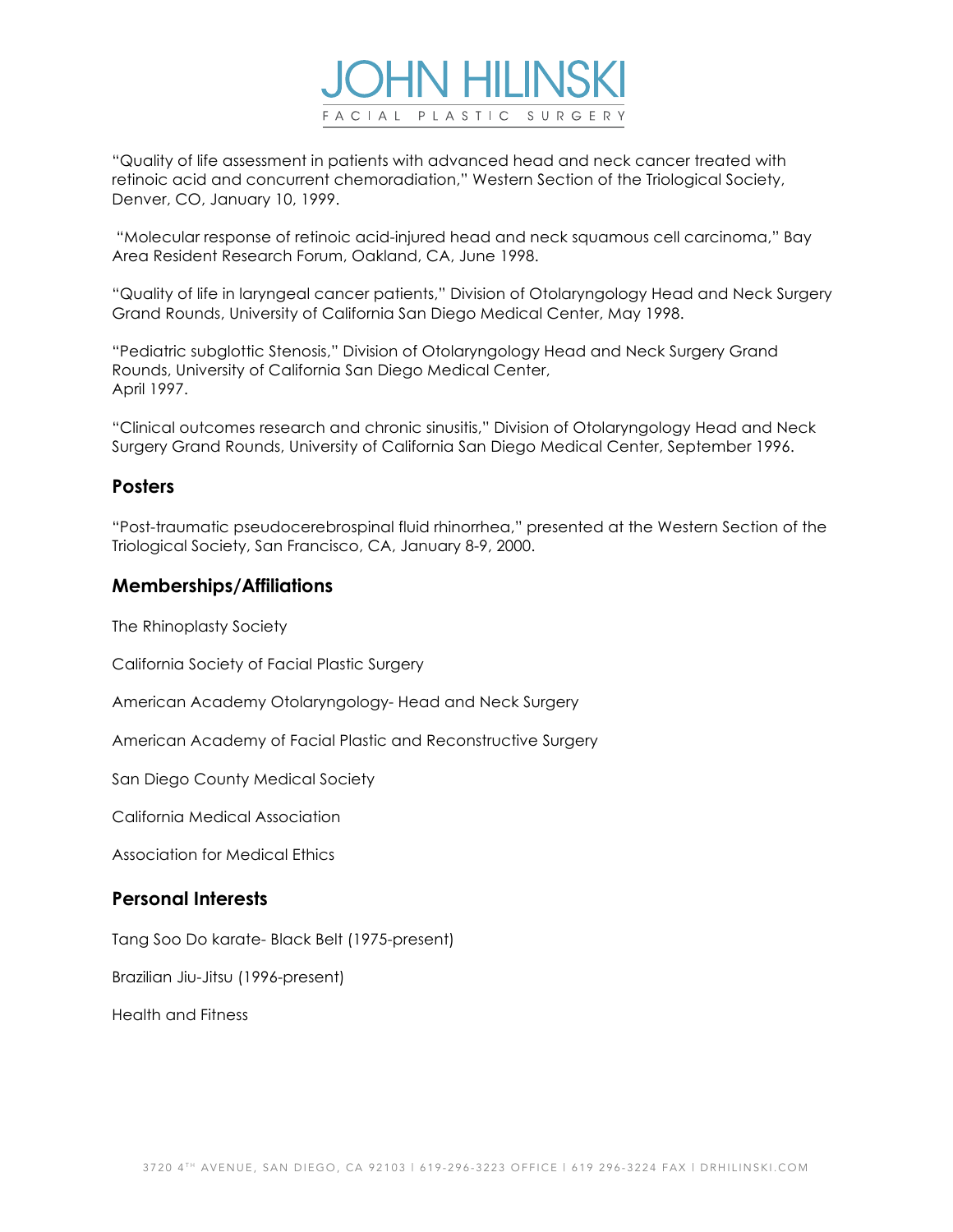"Quality of life assessment in patients with advanced head and neck cancer treated with retinoic acid and concurrent chemoradiation," Western Section of the Triological Society, Denver, CO, January 10, 1999.

"Molecular response of retinoic acid-injured head and neck squamous cell carcinoma," Bay Area Resident Research Forum, Oakland, CA, June 1998.

"Quality of life in laryngeal cancer patients," Division of Otolaryngology Head and Neck Surgery Grand Rounds, University of California San Diego Medical Center, May 1998.

"Pediatric subglottic Stenosis," Division of Otolaryngology Head and Neck Surgery Grand Rounds, University of California San Diego Medical Center, April 1997.

"Clinical outcomes research and chronic sinusitis," Division of Otolaryngology Head and Neck Surgery Grand Rounds, University of California San Diego Medical Center, September 1996.

## Posters

"Post-traumatic pseudocerebrospinal fluid rhinorrhea," presented at the Western Section of the Triological Society, San Francisco, CA, January 8-9, 2000.

## Memberships/Affiliations

The Rhinoplasty Society

California Society of Facial Plastic Surgery

American Academy Otolaryngology- Head and Neck Surgery

American Academy of Facial Plastic and Reconstructive Surgery

San Diego County Medical Society

California Medical Association

Association for Medical Ethics

## Personal Interests

Tang Soo Do karate- Black Belt (1975-present)

Brazilian Jiu-Jitsu (1996-present)

Health and Fitness